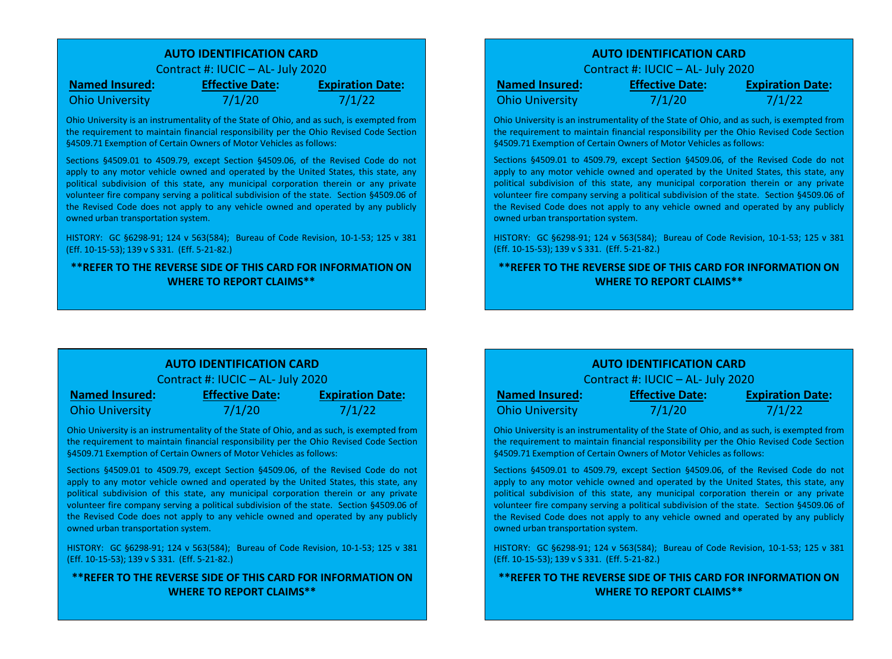**AUTO IDENTIFICATION CARD**

Contract #: IUCIC – AL- July 2020

| Named Insured: | Effective Date: | Expiration Date: |
| --- | --- | --- |
| Ohio University | 7/1/20 | 7/1/22 |

Ohio University is an instrumentality of the State of Ohio, and as such, is exempted from the requirement to maintain financial responsibility per the Ohio Revised Code Section §4509.71 Exemption of Certain Owners of Motor Vehicles as follows:

Sections §4509.01 to 4509.79, except Section §4509.06, of the Revised Code do not apply to any motor vehicle owned and operated by the United States, this state, any political subdivision of this state, any municipal corporation therein or any private volunteer fire company serving a political subdivision of the state. Section §4509.06 of the Revised Code does not apply to any vehicle owned and operated by any publicly owned urban transportation system.

HISTORY: GC §6298-91; 124 v 563(584); Bureau of Code Revision, 10-1-53; 125 v 381 (Eff. 10-15-53); 139 v S 331. (Eff. 5-21-82.)

**REFER TO THE REVERSE SIDE OF THIS CARD FOR INFORMATION ON WHERE TO REPORT CLAIMS**

---

**AUTO IDENTIFICATION CARD**

Contract #: IUCIC – AL- July 2020

| Named Insured: | Effective Date: | Expiration Date: |
| --- | --- | --- |
| Ohio University | 7/1/20 | 7/1/22 |

Ohio University is an instrumentality of the State of Ohio, and as such, is exempted from the requirement to maintain financial responsibility per the Ohio Revised Code Section §4509.71 Exemption of Certain Owners of Motor Vehicles as follows:

Sections §4509.01 to 4509.79, except Section §4509.06, of the Revised Code do not apply to any motor vehicle owned and operated by the United States, this state, any political subdivision of this state, any municipal corporation therein or any private volunteer fire company serving a political subdivision of the state. Section §4509.06 of the Revised Code does not apply to any vehicle owned and operated by any publicly owned urban transportation system.

HISTORY: GC §6298-91; 124 v 563(584); Bureau of Code Revision, 10-1-53; 125 v 381 (Eff. 10-15-53); 139 v S 331. (Eff. 5-21-82.)

**REFER TO THE REVERSE SIDE OF THIS CARD FOR INFORMATION ON WHERE TO REPORT CLAIMS**

---

**AUTO IDENTIFICATION CARD**

Contract #: IUCIC – AL- July 2020

| Named Insured: | Effective Date: | Expiration Date: |
| --- | --- | --- |
| Ohio University | 7/1/20 | 7/1/22 |

Ohio University is an instrumentality of the State of Ohio, and as such, is exempted from the requirement to maintain financial responsibility per the Ohio Revised Code Section §4509.71 Exemption of Certain Owners of Motor Vehicles as follows:

Sections §4509.01 to 4509.79, except Section §4509.06, of the Revised Code do not apply to any motor vehicle owned and operated by the United States, this state, any political subdivision of this state, any municipal corporation therein or any private volunteer fire company serving a political subdivision of the state. Section §4509.06 of the Revised Code does not apply to any vehicle owned and operated by any publicly owned urban transportation system.

HISTORY: GC §6298-91; 124 v 563(584); Bureau of Code Revision, 10-1-53; 125 v 381 (Eff. 10-15-53); 139 v S 331. (Eff. 5-21-82.)

**REFER TO THE REVERSE SIDE OF THIS CARD FOR INFORMATION ON WHERE TO REPORT CLAIMS**

---

**AUTO IDENTIFICATION CARD**

Contract #: IUCIC – AL- July 2020

| Named Insured: | Effective Date: | Expiration Date: |
| --- | --- | --- |
| Ohio University | 7/1/20 | 7/1/22 |

Ohio University is an instrumentality of the State of Ohio, and as such, is exempted from the requirement to maintain financial responsibility per the Ohio Revised Code Section §4509.71 Exemption of Certain Owners of Motor Vehicles as follows:

Sections §4509.01 to 4509.79, except Section §4509.06, of the Revised Code do not apply to any motor vehicle owned and operated by the United States, this state, any political subdivision of this state, any municipal corporation therein or any private volunteer fire company serving a political subdivision of the state. Section §4509.06 of the Revised Code does not apply to any vehicle owned and operated by any publicly owned urban transportation system.

HISTORY: GC §6298-91; 124 v 563(584); Bureau of Code Revision, 10-1-53; 125 v 381 (Eff. 10-15-53); 139 v S 331. (Eff. 5-21-82.)

**REFER TO THE REVERSE SIDE OF THIS CARD FOR INFORMATION ON WHERE TO REPORT CLAIMS**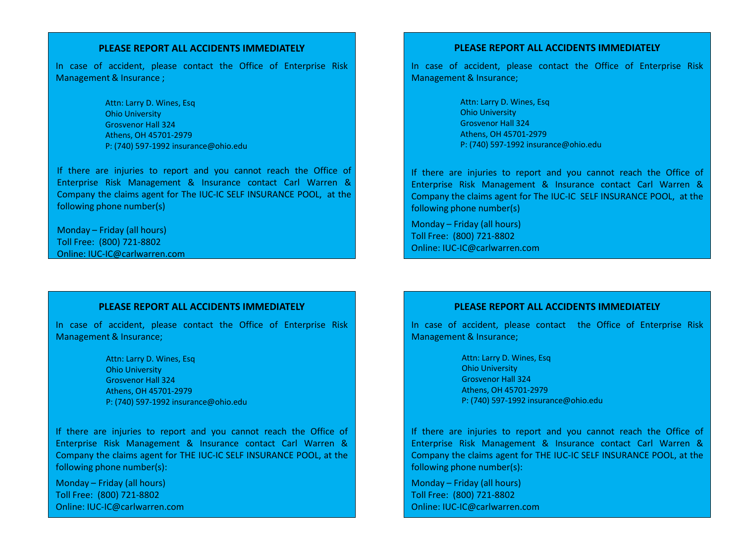**PLEASE REPORT ALL ACCIDENTS IMMEDIATELY**

In case of accident, please contact the Office of Enterprise Risk Management & Insurance ;

Attn: Larry D. Wines, Esq
Ohio University
Grosvenor Hall 324
Athens, OH 45701-2979
P: (740) 597-1992 insurance@ohio.edu

If there are injuries to report and you cannot reach the Office of Enterprise Risk Management & Insurance contact Carl Warren & Company the claims agent for The IUC-IC SELF INSURANCE POOL, at the following phone number(s)

Monday – Friday (all hours)
Toll Free: (800) 721-8802
Online: IUC-IC@carlwarren.com

**PLEASE REPORT ALL ACCIDENTS IMMEDIATELY**

In case of accident, please contact the Office of Enterprise Risk Management & Insurance;

Attn: Larry D. Wines, Esq
Ohio University
Grosvenor Hall 324
Athens, OH 45701-2979
P: (740) 597-1992 insurance@ohio.edu

If there are injuries to report and you cannot reach the Office of Enterprise Risk Management & Insurance contact Carl Warren & Company the claims agent for The IUC-IC SELF INSURANCE POOL, at the following phone number(s)

Monday – Friday (all hours)
Toll Free: (800) 721-8802
Online: IUC-IC@carlwarren.com

**PLEASE REPORT ALL ACCIDENTS IMMEDIATELY**

In case of accident, please contact the Office of Enterprise Risk Management & Insurance;

Attn: Larry D. Wines, Esq
Ohio University
Grosvenor Hall 324
Athens, OH 45701-2979
P: (740) 597-1992 insurance@ohio.edu

If there are injuries to report and you cannot reach the Office of Enterprise Risk Management & Insurance contact Carl Warren & Company the claims agent for THE IUC-IC SELF INSURANCE POOL, at the following phone number(s):

Monday – Friday (all hours)
Toll Free: (800) 721-8802
Online: IUC-IC@carlwarren.com

**PLEASE REPORT ALL ACCIDENTS IMMEDIATELY**

In case of accident, please contact the Office of Enterprise Risk Management & Insurance;

Attn: Larry D. Wines, Esq
Ohio University
Grosvenor Hall 324
Athens, OH 45701-2979
P: (740) 597-1992 insurance@ohio.edu

If there are injuries to report and you cannot reach the Office of Enterprise Risk Management & Insurance contact Carl Warren & Company the claims agent for THE IUC-IC SELF INSURANCE POOL, at the following phone number(s):

Monday – Friday (all hours)
Toll Free: (800) 721-8802
Online: IUC-IC@carlwarren.com